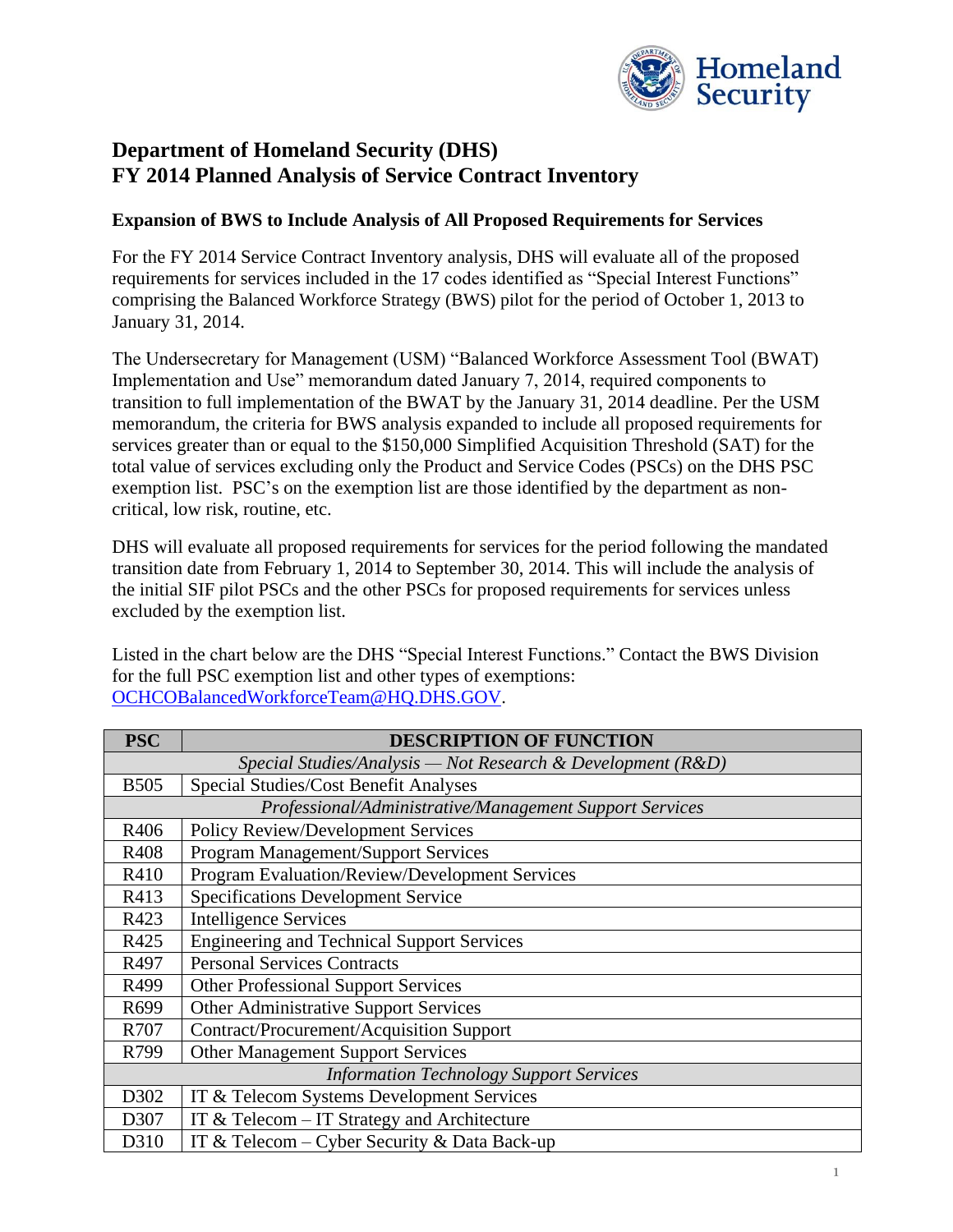# Department of Homeland Security (DHS)
# FY 2014 Planned Analysis of Service Contract Inventory

### Expansion of BWS to Include Analysis of All Proposed Requirements for Services

For the FY 2014 Service Contract Inventory analysis, DHS will evaluate all of the proposed requirements for services included in the 17 codes identified as "Special Interest Functions" comprising the Balanced Workforce Strategy (BWS) pilot for the period of October 1, 2013 to January 31, 2014.

The Undersecretary for Management (USM) "Balanced Workforce Assessment Tool (BWAT) Implementation and Use" memorandum dated January 7, 2014, required components to transition to full implementation of the BWAT by the January 31, 2014 deadline. Per the USM memorandum, the criteria for BWS analysis expanded to include all proposed requirements for services greater than or equal to the $150,000 Simplified Acquisition Threshold (SAT) for the total value of services excluding only the Product and Service Codes (PSCs) on the DHS PSC exemption list. PSC's on the exemption list are those identified by the department as non-critical, low risk, routine, etc.

DHS will evaluate all proposed requirements for services for the period following the mandated transition date from February 1, 2014 to September 30, 2014. This will include the analysis of the initial SIF pilot PSCs and the other PSCs for proposed requirements for services unless excluded by the exemption list.

Listed in the chart below are the DHS "Special Interest Functions." Contact the BWS Division for the full PSC exemption list and other types of exemptions: OCHCOBalancedWorkforceTeam@HQ.DHS.GOV.

| PSC | DESCRIPTION OF FUNCTION |
|---|---|
| *Special Studies/Analysis — Not Research & Development (R&D)* | |
| B505 | Special Studies/Cost Benefit Analyses |
| *Professional/Administrative/Management Support Services* | |
| R406 | Policy Review/Development Services |
| R408 | Program Management/Support Services |
| R410 | Program Evaluation/Review/Development Services |
| R413 | Specifications Development Service |
| R423 | Intelligence Services |
| R425 | Engineering and Technical Support Services |
| R497 | Personal Services Contracts |
| R499 | Other Professional Support Services |
| R699 | Other Administrative Support Services |
| R707 | Contract/Procurement/Acquisition Support |
| R799 | Other Management Support Services |
| *Information Technology Support Services* | |
| D302 | IT & Telecom Systems Development Services |
| D307 | IT & Telecom – IT Strategy and Architecture |
| D310 | IT & Telecom – Cyber Security & Data Back-up |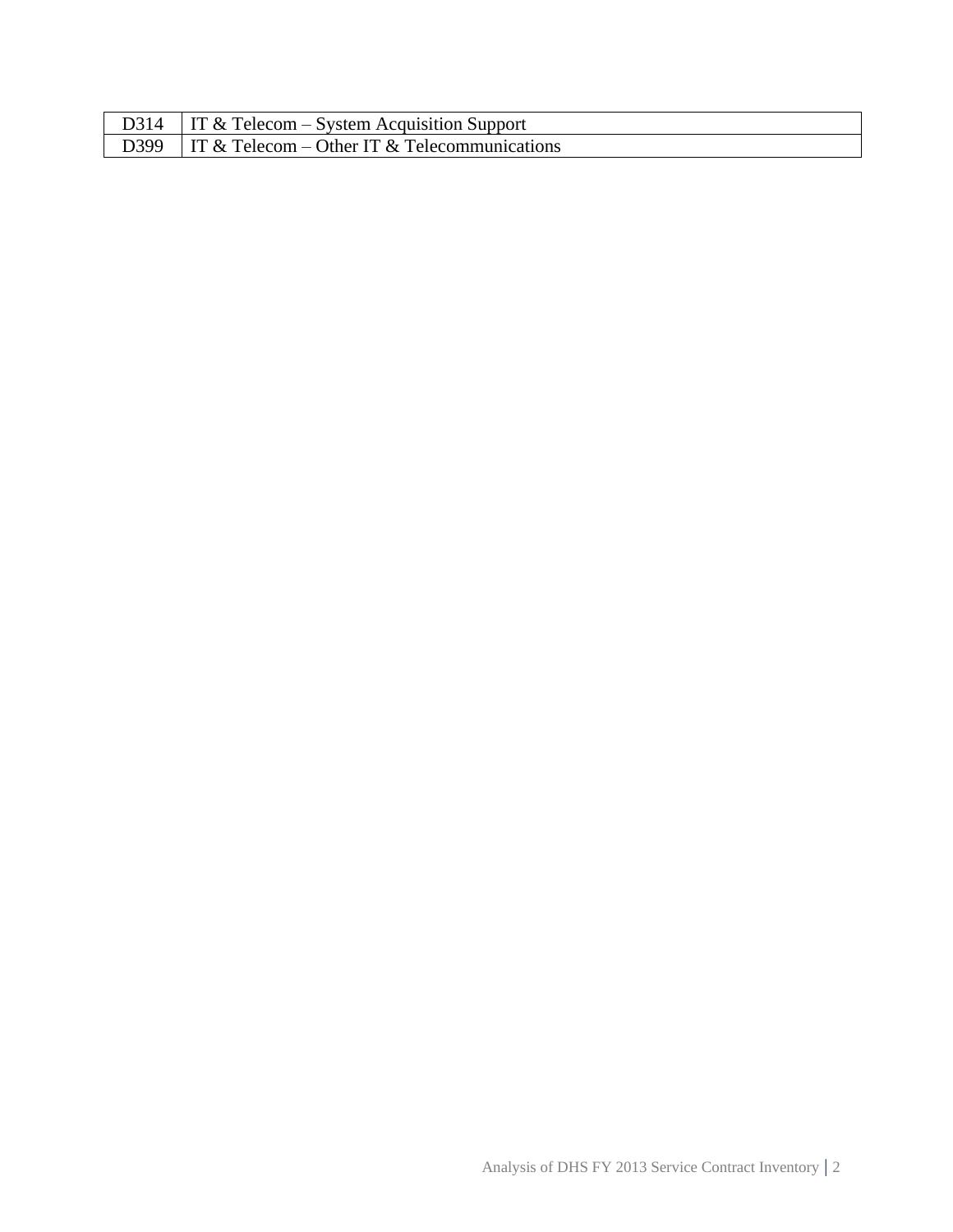| | |
|---|---|
| D314 | IT & Telecom – System Acquisition Support |
| D399 | IT & Telecom – Other IT & Telecommunications |